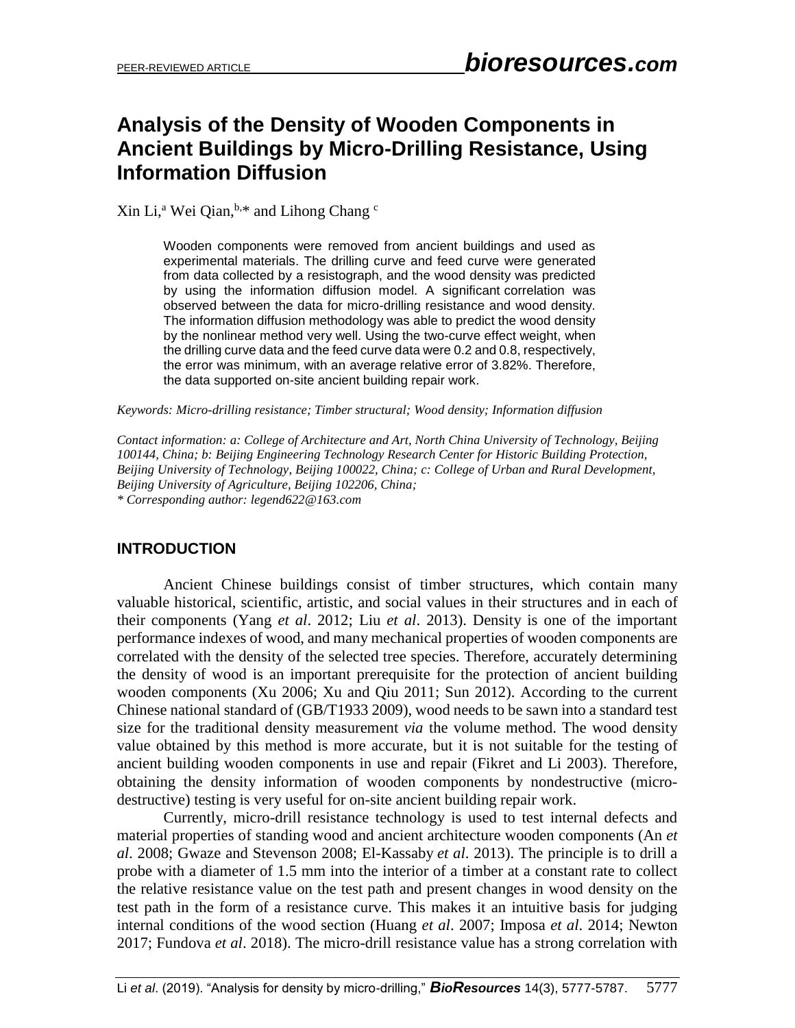# Analysis of the Density of Wooden Components in Ancient Buildings by Micro-Drilling Resistance, Using Information Diffusion

Xin Li,[a] Wei Qian,[b,*] and Lihong Chang [c]

Wooden components were removed from ancient buildings and used as experimental materials. The drilling curve and feed curve were generated from data collected by a resistograph, and the wood density was predicted by using the information diffusion model. A significant correlation was observed between the data for micro-drilling resistance and wood density. The information diffusion methodology was able to predict the wood density by the nonlinear method very well. Using the two-curve effect weight, when the drilling curve data and the feed curve data were 0.2 and 0.8, respectively, the error was minimum, with an average relative error of 3.82%. Therefore, the data supported on-site ancient building repair work.

*Keywords: Micro-drilling resistance; Timber structural; Wood density; Information diffusion*

*Contact information: a: College of Architecture and Art, North China University of Technology, Beijing 100144, China; b: Beijing Engineering Technology Research Center for Historic Building Protection, Beijing University of Technology, Beijing 100022, China; c: College of Urban and Rural Development, Beijing University of Agriculture, Beijing 102206, China;*
*\* Corresponding author: legend622@163.com*

## INTRODUCTION

Ancient Chinese buildings consist of timber structures, which contain many valuable historical, scientific, artistic, and social values in their structures and in each of their components (Yang *et al*. 2012; Liu *et al*. 2013). Density is one of the important performance indexes of wood, and many mechanical properties of wooden components are correlated with the density of the selected tree species. Therefore, accurately determining the density of wood is an important prerequisite for the protection of ancient building wooden components (Xu 2006; Xu and Qiu 2011; Sun 2012). According to the current Chinese national standard of (GB/T1933 2009), wood needs to be sawn into a standard test size for the traditional density measurement *via* the volume method. The wood density value obtained by this method is more accurate, but it is not suitable for the testing of ancient building wooden components in use and repair (Fikret and Li 2003). Therefore, obtaining the density information of wooden components by nondestructive (micro-destructive) testing is very useful for on-site ancient building repair work.

Currently, micro-drill resistance technology is used to test internal defects and material properties of standing wood and ancient architecture wooden components (An *et al*. 2008; Gwaze and Stevenson 2008; El-Kassaby *et al*. 2013). The principle is to drill a probe with a diameter of 1.5 mm into the interior of a timber at a constant rate to collect the relative resistance value on the test path and present changes in wood density on the test path in the form of a resistance curve. This makes it an intuitive basis for judging internal conditions of the wood section (Huang *et al*. 2007; Imposa *et al.* 2014; Newton 2017; Fundova *et al*. 2018). The micro-drill resistance value has a strong correlation with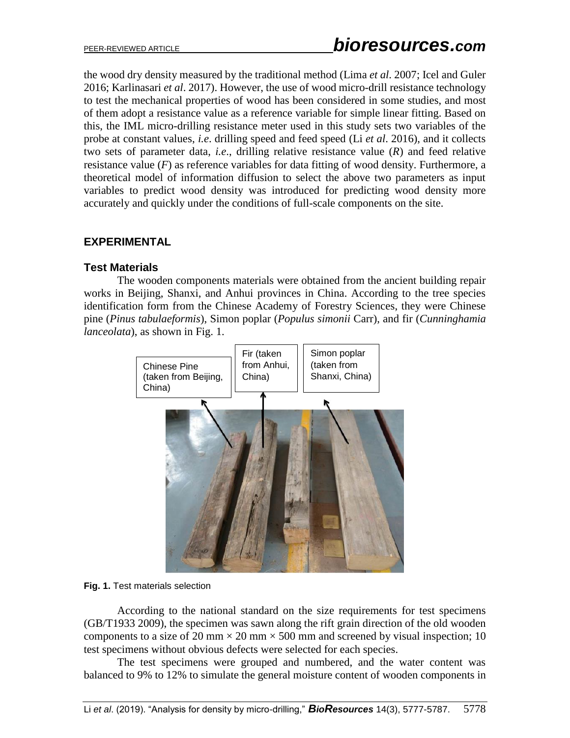the wood dry density measured by the traditional method (Lima *et al*. 2007; Icel and Guler 2016; Karlinasari *et al*. 2017). However, the use of wood micro-drill resistance technology to test the mechanical properties of wood has been considered in some studies, and most of them adopt a resistance value as a reference variable for simple linear fitting. Based on this, the IML micro-drilling resistance meter used in this study sets two variables of the probe at constant values, *i.e*. drilling speed and feed speed (Li *et al*. 2016), and it collects two sets of parameter data, *i.e*., drilling relative resistance value ($R$) and feed relative resistance value ($F$) as reference variables for data fitting of wood density. Furthermore, a theoretical model of information diffusion to select the above two parameters as input variables to predict wood density was introduced for predicting wood density more accurately and quickly under the conditions of full-scale components on the site.

## EXPERIMENTAL

### Test Materials

The wooden components materials were obtained from the ancient building repair works in Beijing, Shanxi, and Anhui provinces in China. According to the tree species identification form from the Chinese Academy of Forestry Sciences, they were Chinese pine (*Pinus tabulaeformis*), Simon poplar (*Populus simonii* Carr), and fir (*Cunninghamia lanceolata*), as shown in Fig. 1.

Chinese Pine (taken from Beijing, China) | Fir (taken from Anhui, China) | Simon poplar (taken from Shanxi, China)

**Fig. 1.** Test materials selection

According to the national standard on the size requirements for test specimens (GB/T1933 2009), the specimen was sawn along the rift grain direction of the old wooden components to a size of 20 mm × 20 mm × 500 mm and screened by visual inspection; 10 test specimens without obvious defects were selected for each species.

The test specimens were grouped and numbered, and the water content was balanced to 9% to 12% to simulate the general moisture content of wooden components in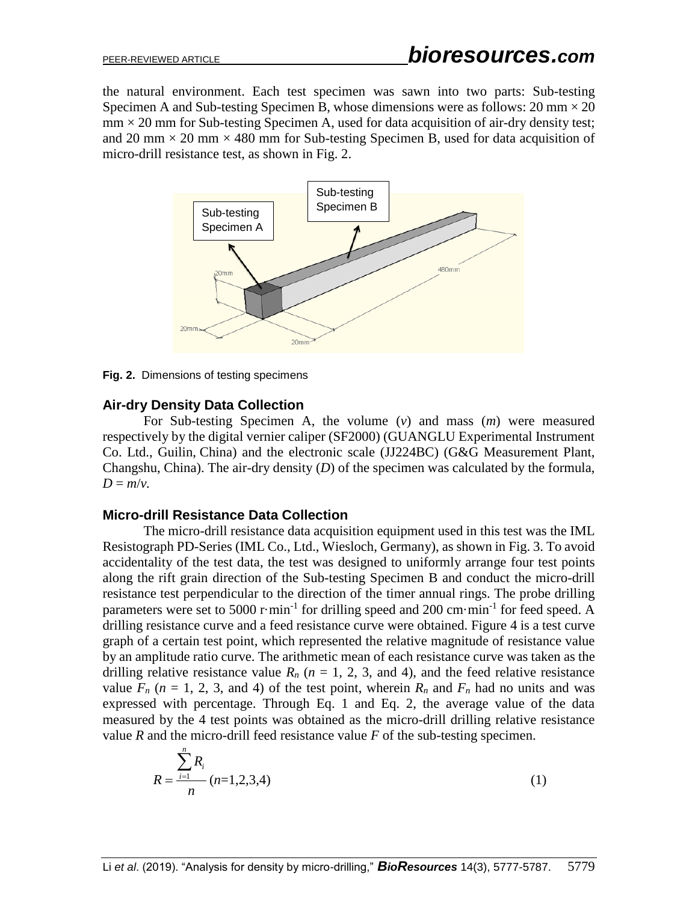the natural environment. Each test specimen was sawn into two parts: Sub-testing Specimen A and Sub-testing Specimen B, whose dimensions were as follows: 20 mm × 20 mm × 20 mm for Sub-testing Specimen A, used for data acquisition of air-dry density test; and 20 mm × 20 mm × 480 mm for Sub-testing Specimen B, used for data acquisition of micro-drill resistance test, as shown in Fig. 2.

**Fig. 2.** Dimensions of testing specimens

### Air-dry Density Data Collection

For Sub-testing Specimen A, the volume ($v$) and mass ($m$) were measured respectively by the digital vernier caliper (SF2000) (GUANGLU Experimental Instrument Co. Ltd., Guilin, China) and the electronic scale (JJ224BC) (G&G Measurement Plant, Changshu, China). The air-dry density ($D$) of the specimen was calculated by the formula, $D = m/v$.

### Micro-drill Resistance Data Collection

The micro-drill resistance data acquisition equipment used in this test was the IML Resistograph PD-Series (IML Co., Ltd., Wiesloch, Germany), as shown in Fig. 3. To avoid accidentality of the test data, the test was designed to uniformly arrange four test points along the rift grain direction of the Sub-testing Specimen B and conduct the micro-drill resistance test perpendicular to the direction of the timer annual rings. The probe drilling parameters were set to 5000 $r \cdot min^{-1}$ for drilling speed and 200 $cm \cdot min^{-1}$ for feed speed. A drilling resistance curve and a feed resistance curve were obtained. Figure 4 is a test curve graph of a certain test point, which represented the relative magnitude of resistance value by an amplitude ratio curve. The arithmetic mean of each resistance curve was taken as the drilling relative resistance value $R_n$ ($n$ = 1, 2, 3, and 4), and the feed relative resistance value $F_n$ ($n$ = 1, 2, 3, and 4) of the test point, wherein $R_n$ and $F_n$ had no units and was expressed with percentage. Through Eq. 1 and Eq. 2, the average value of the data measured by the 4 test points was obtained as the micro-drill drilling relative resistance value $R$ and the micro-drill feed resistance value $F$ of the sub-testing specimen.

$$R = \frac{\sum_{i=1}^{n} R_i}{n} \quad (n=1,2,3,4) \tag{1}$$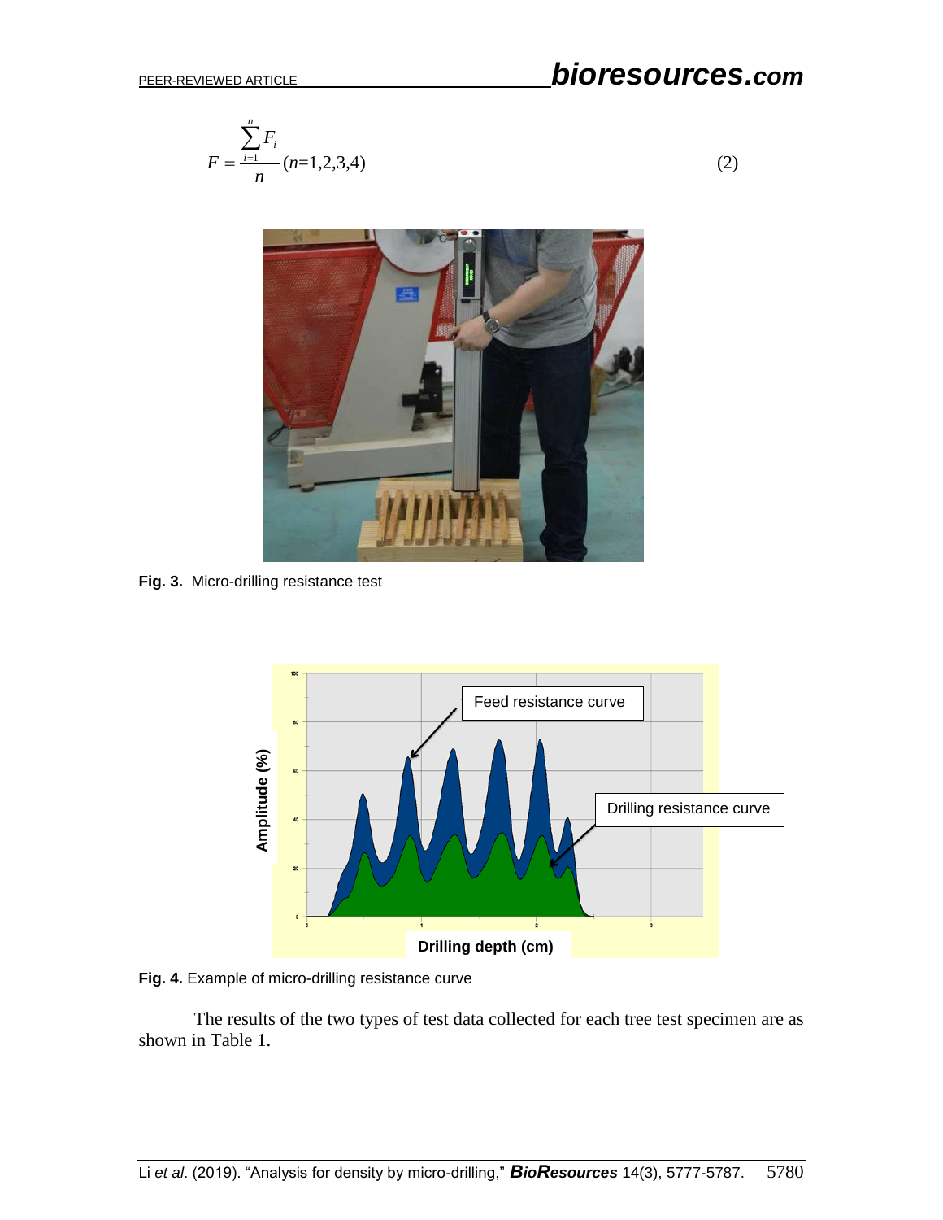$$F = \frac{\sum_{i=1}^{n} F_i}{n} (n=1,2,3,4) \tag{2}$$

**Fig. 3.** Micro-drilling resistance test

**Fig. 4.** Example of micro-drilling resistance curve

The results of the two types of test data collected for each tree test specimen are as shown in Table 1.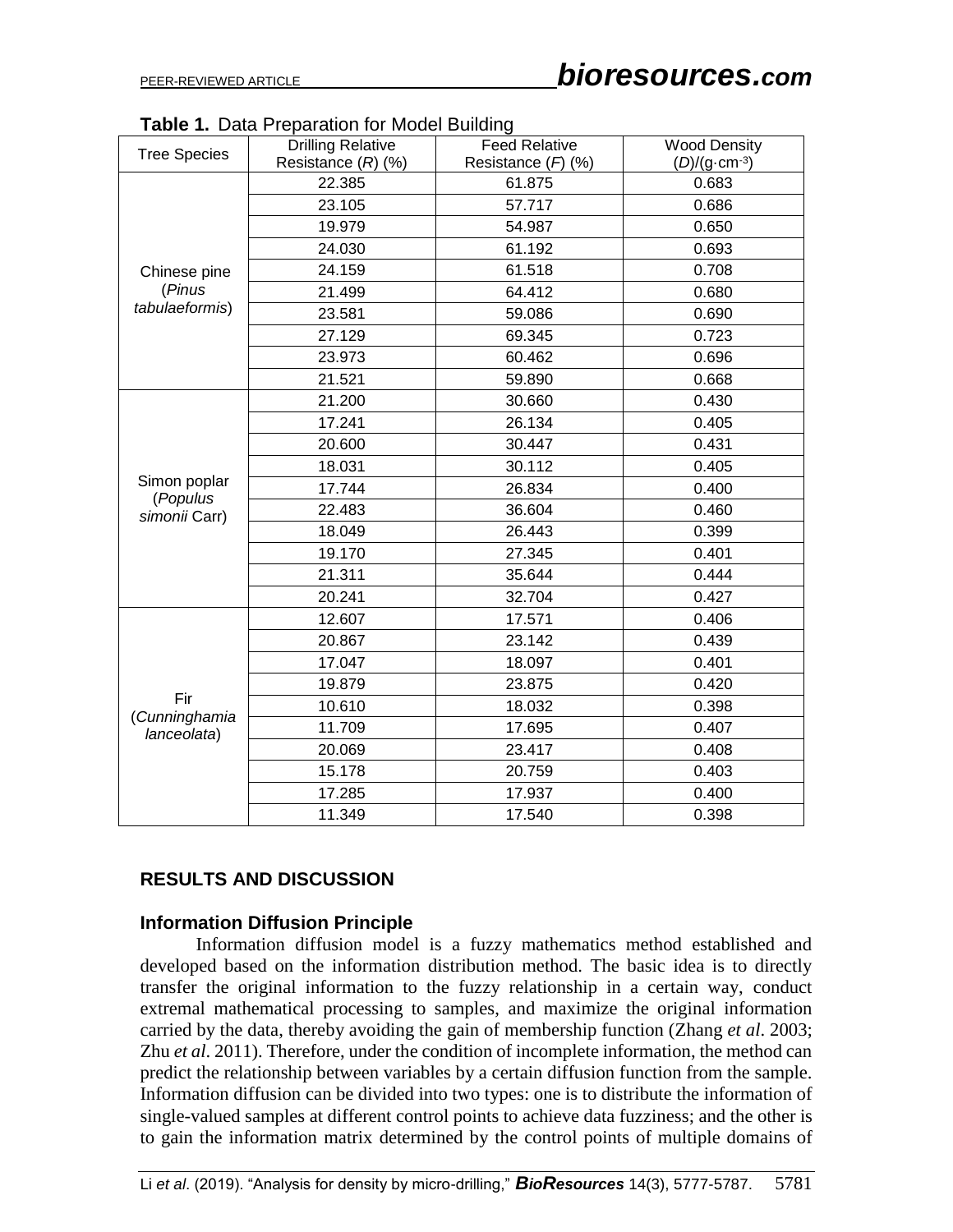**Table 1.** Data Preparation for Model Building

| Tree Species | Drilling Relative Resistance (*R*) (%) | Feed Relative Resistance (*F*) (%) | Wood Density (*D*)/(g·cm$^{-3}$) |
|---|---|---|---|
| Chinese pine (*Pinus tabulaeformis*) | 22.385 | 61.875 | 0.683 |
| | 23.105 | 57.717 | 0.686 |
| | 19.979 | 54.987 | 0.650 |
| | 24.030 | 61.192 | 0.693 |
| | 24.159 | 61.518 | 0.708 |
| | 21.499 | 64.412 | 0.680 |
| | 23.581 | 59.086 | 0.690 |
| | 27.129 | 69.345 | 0.723 |
| | 23.973 | 60.462 | 0.696 |
| | 21.521 | 59.890 | 0.668 |
| Simon poplar (*Populus simonii* Carr) | 21.200 | 30.660 | 0.430 |
| | 17.241 | 26.134 | 0.405 |
| | 20.600 | 30.447 | 0.431 |
| | 18.031 | 30.112 | 0.405 |
| | 17.744 | 26.834 | 0.400 |
| | 22.483 | 36.604 | 0.460 |
| | 18.049 | 26.443 | 0.399 |
| | 19.170 | 27.345 | 0.401 |
| | 21.311 | 35.644 | 0.444 |
| | 20.241 | 32.704 | 0.427 |
| Fir (*Cunninghamia lanceolata*) | 12.607 | 17.571 | 0.406 |
| | 20.867 | 23.142 | 0.439 |
| | 17.047 | 18.097 | 0.401 |
| | 19.879 | 23.875 | 0.420 |
| | 10.610 | 18.032 | 0.398 |
| | 11.709 | 17.695 | 0.407 |
| | 20.069 | 23.417 | 0.408 |
| | 15.178 | 20.759 | 0.403 |
| | 17.285 | 17.937 | 0.400 |
| | 11.349 | 17.540 | 0.398 |

## RESULTS AND DISCUSSION

### Information Diffusion Principle

Information diffusion model is a fuzzy mathematics method established and developed based on the information distribution method. The basic idea is to directly transfer the original information to the fuzzy relationship in a certain way, conduct extremal mathematical processing to samples, and maximize the original information carried by the data, thereby avoiding the gain of membership function (Zhang *et al*. 2003; Zhu *et al*. 2011). Therefore, under the condition of incomplete information, the method can predict the relationship between variables by a certain diffusion function from the sample. Information diffusion can be divided into two types: one is to distribute the information of single-valued samples at different control points to achieve data fuzziness; and the other is to gain the information matrix determined by the control points of multiple domains of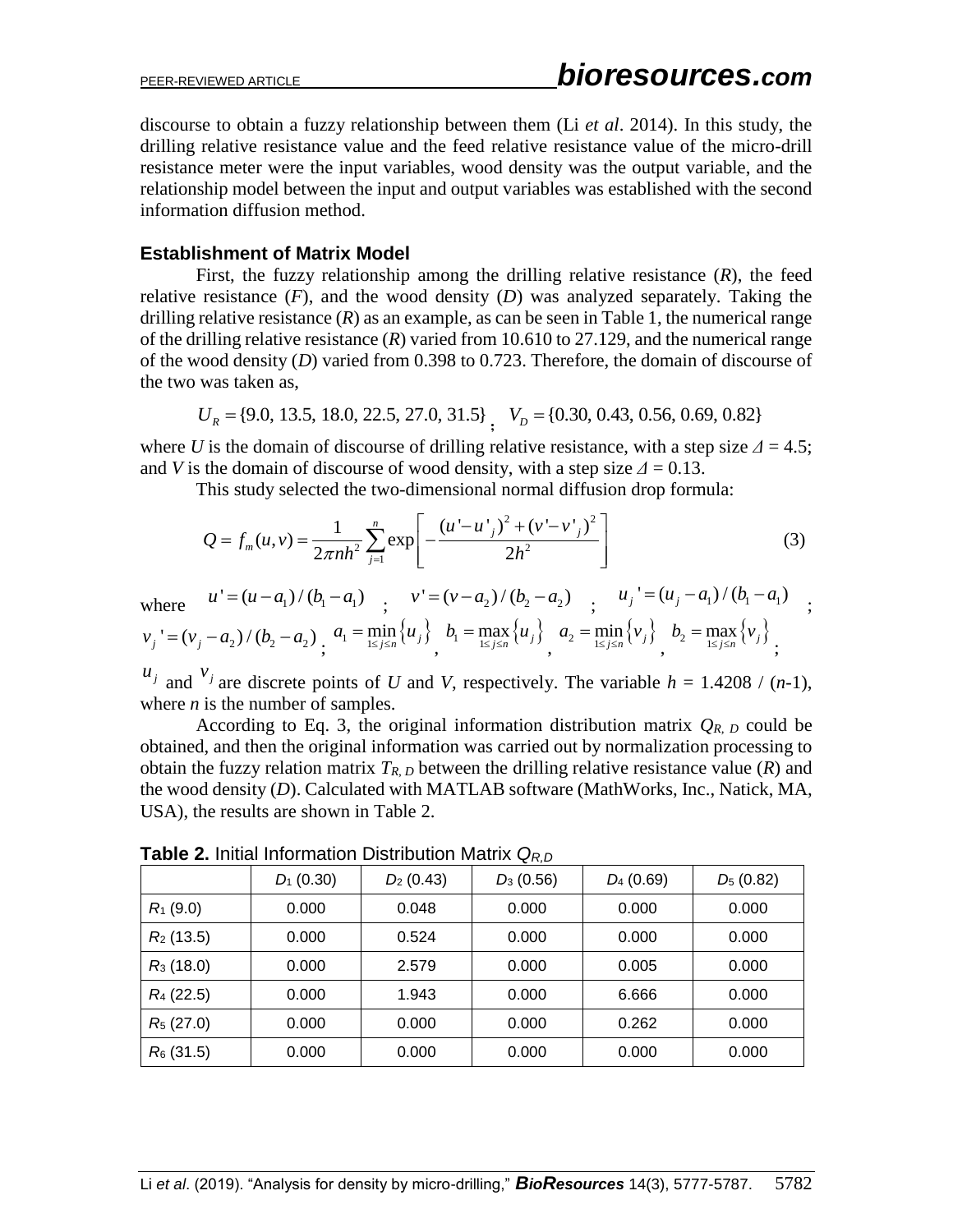discourse to obtain a fuzzy relationship between them (Li *et al*. 2014). In this study, the drilling relative resistance value and the feed relative resistance value of the micro-drill resistance meter were the input variables, wood density was the output variable, and the relationship model between the input and output variables was established with the second information diffusion method.

### Establishment of Matrix Model

First, the fuzzy relationship among the drilling relative resistance ($R$), the feed relative resistance ($F$), and the wood density ($D$) was analyzed separately. Taking the drilling relative resistance ($R$) as an example, as can be seen in Table 1, the numerical range of the drilling relative resistance ($R$) varied from 10.610 to 27.129, and the numerical range of the wood density ($D$) varied from 0.398 to 0.723. Therefore, the domain of discourse of the two was taken as,

$$U_R = \{9.0,\ 13.5,\ 18.0,\ 22.5,\ 27.0,\ 31.5\};\quad V_D = \{0.30,\ 0.43,\ 0.56,\ 0.69,\ 0.82\}$$

where $U$ is the domain of discourse of drilling relative resistance, with a step size $\Delta = 4.5$; and $V$ is the domain of discourse of wood density, with a step size $\Delta = 0.13$.

This study selected the two-dimensional normal diffusion drop formula:

$$Q = f_m(u,v) = \frac{1}{2\pi n h^2}\sum_{j=1}^{n}\exp\left[-\frac{(u'-u'_j)^2+(v'-v'_j)^2}{2h^2}\right] \tag{3}$$

where $u' = (u-a_1)/(b_1-a_1)$; $v' = (v-a_2)/(b_2-a_2)$; $u_j' = (u_j-a_1)/(b_1-a_1)$; $v_j' = (v_j-a_2)/(b_2-a_2)$; $a_1 = \min\limits_{1\le j\le n}\{u_j\}$, $b_1 = \max\limits_{1\le j\le n}\{u_j\}$, $a_2 = \min\limits_{1\le j\le n}\{v_j\}$, $b_2 = \max\limits_{1\le j\le n}\{v_j\}$; $u_j$ and $v_j$ are discrete points of $U$ and $V$, respectively. The variable $h = 1.4208\ /\ (n\text{-}1)$, where $n$ is the number of samples.

According to Eq. 3, the original information distribution matrix $Q_{R,\,D}$ could be obtained, and then the original information was carried out by normalization processing to obtain the fuzzy relation matrix $T_{R,\,D}$ between the drilling relative resistance value ($R$) and the wood density ($D$). Calculated with MATLAB software (MathWorks, Inc., Natick, MA, USA), the results are shown in Table 2.

**Table 2.** Initial Information Distribution Matrix $Q_{R,D}$

| | $D_1$ (0.30) | $D_2$ (0.43) | $D_3$ (0.56) | $D_4$ (0.69) | $D_5$ (0.82) |
|---|---|---|---|---|---|
| $R_1$ (9.0) | 0.000 | 0.048 | 0.000 | 0.000 | 0.000 |
| $R_2$ (13.5) | 0.000 | 0.524 | 0.000 | 0.000 | 0.000 |
| $R_3$ (18.0) | 0.000 | 2.579 | 0.000 | 0.005 | 0.000 |
| $R_4$ (22.5) | 0.000 | 1.943 | 0.000 | 6.666 | 0.000 |
| $R_5$ (27.0) | 0.000 | 0.000 | 0.000 | 0.262 | 0.000 |
| $R_6$ (31.5) | 0.000 | 0.000 | 0.000 | 0.000 | 0.000 |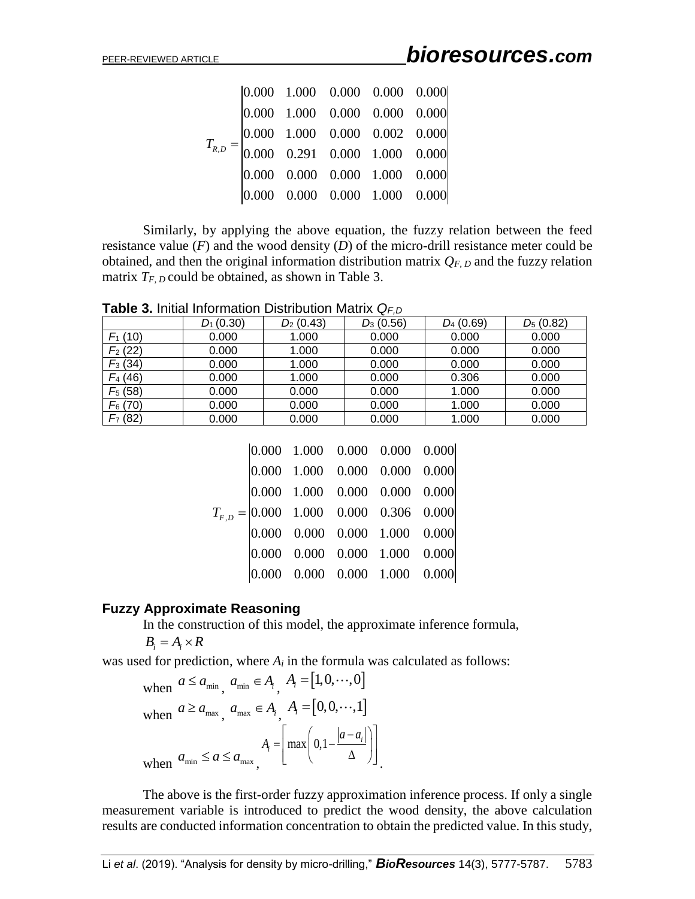$$
T_{R,D} = \begin{vmatrix} 0.000 & 1.000 & 0.000 & 0.000 & 0.000 \\ 0.000 & 1.000 & 0.000 & 0.000 & 0.000 \\ 0.000 & 1.000 & 0.000 & 0.002 & 0.000 \\ 0.000 & 0.291 & 0.000 & 1.000 & 0.000 \\ 0.000 & 0.000 & 0.000 & 1.000 & 0.000 \\ 0.000 & 0.000 & 0.000 & 1.000 & 0.000 \end{vmatrix}
$$

Similarly, by applying the above equation, the fuzzy relation between the feed resistance value ($F$) and the wood density ($D$) of the micro-drill resistance meter could be obtained, and then the original information distribution matrix $Q_{F,D}$ and the fuzzy relation matrix $T_{F,D}$ could be obtained, as shown in Table 3.

**Table 3.** Initial Information Distribution Matrix $Q_{F,D}$

| | $D_1$ (0.30) | $D_2$ (0.43) | $D_3$ (0.56) | $D_4$ (0.69) | $D_5$ (0.82) |
|---|---|---|---|---|---|
| $F_1$ (10) | 0.000 | 1.000 | 0.000 | 0.000 | 0.000 |
| $F_2$ (22) | 0.000 | 1.000 | 0.000 | 0.000 | 0.000 |
| $F_3$ (34) | 0.000 | 1.000 | 0.000 | 0.000 | 0.000 |
| $F_4$ (46) | 0.000 | 1.000 | 0.000 | 0.306 | 0.000 |
| $F_5$ (58) | 0.000 | 0.000 | 0.000 | 1.000 | 0.000 |
| $F_6$ (70) | 0.000 | 0.000 | 0.000 | 1.000 | 0.000 |
| $F_7$ (82) | 0.000 | 0.000 | 0.000 | 1.000 | 0.000 |

$$
T_{F,D} = \begin{vmatrix} 0.000 & 1.000 & 0.000 & 0.000 & 0.000 \\ 0.000 & 1.000 & 0.000 & 0.000 & 0.000 \\ 0.000 & 1.000 & 0.000 & 0.000 & 0.000 \\ 0.000 & 1.000 & 0.000 & 0.306 & 0.000 \\ 0.000 & 0.000 & 0.000 & 1.000 & 0.000 \\ 0.000 & 0.000 & 0.000 & 1.000 & 0.000 \\ 0.000 & 0.000 & 0.000 & 1.000 & 0.000 \end{vmatrix}
$$

### Fuzzy Approximate Reasoning

In the construction of this model, the approximate inference formula,

$$B_i = A_i \times R$$

was used for prediction, where $A_i$ in the formula was calculated as follows:

when $a \le a_{\min}$, $a_{\min} \in A_i$, $A_i = [1, 0, \cdots, 0]$

when $a \ge a_{\max}$, $a_{\max} \in A_i$, $A_i = [0, 0, \cdots, 1]$

when $a_{\min} \le a \le a_{\max}$, $A_i = \left[ \max\left(0, 1 - \frac{|a - a_i|}{\Delta}\right) \right]$.

The above is the first-order fuzzy approximation inference process. If only a single measurement variable is introduced to predict the wood density, the above calculation results are conducted information concentration to obtain the predicted value. In this study,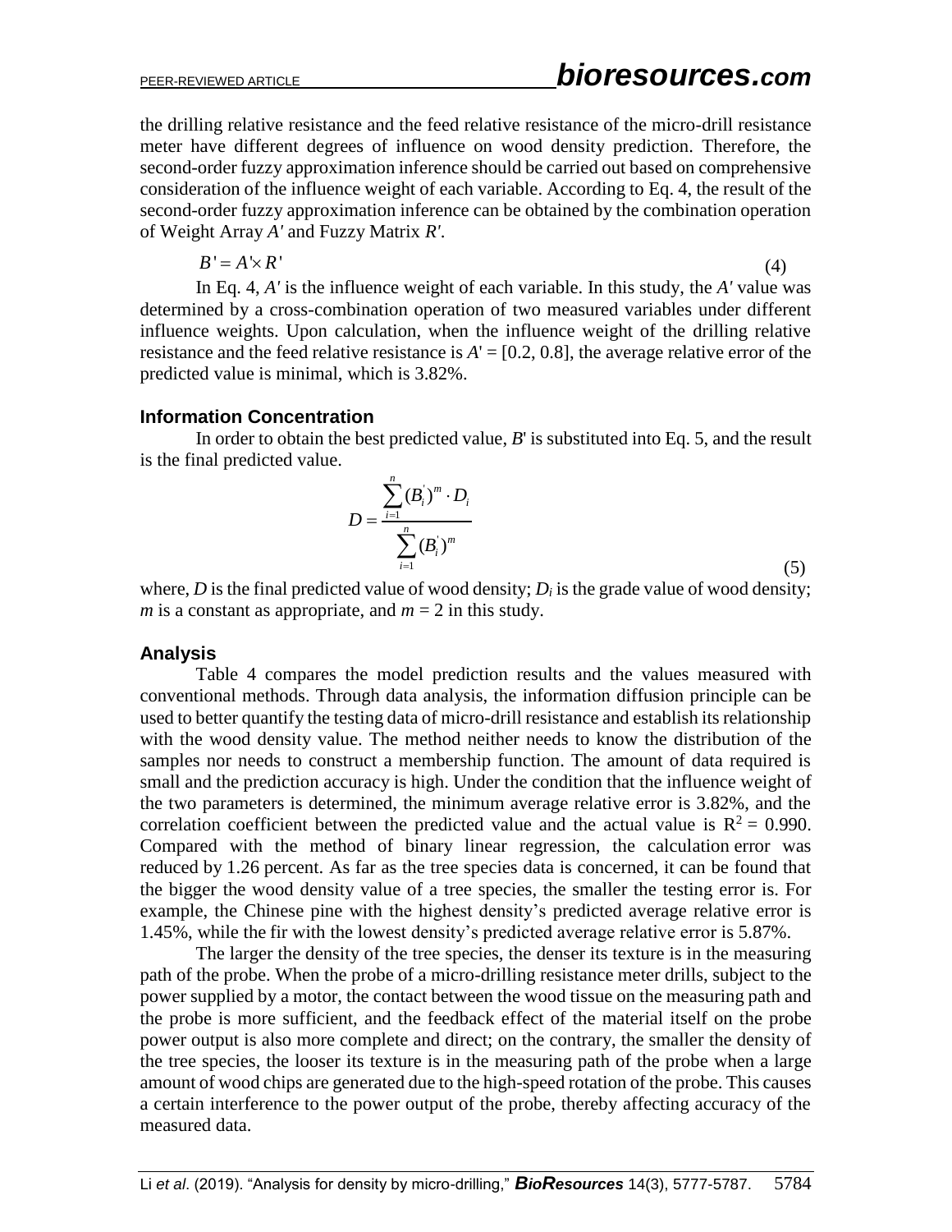the drilling relative resistance and the feed relative resistance of the micro-drill resistance meter have different degrees of influence on wood density prediction. Therefore, the second-order fuzzy approximation inference should be carried out based on comprehensive consideration of the influence weight of each variable. According to Eq. 4, the result of the second-order fuzzy approximation inference can be obtained by the combination operation of Weight Array $A'$ and Fuzzy Matrix $R'$.

$$B' = A' \times R' \tag{4}$$

In Eq. 4, $A'$ is the influence weight of each variable. In this study, the $A'$ value was determined by a cross-combination operation of two measured variables under different influence weights. Upon calculation, when the influence weight of the drilling relative resistance and the feed relative resistance is $A' = [0.2, 0.8]$, the average relative error of the predicted value is minimal, which is 3.82%.

### Information Concentration

In order to obtain the best predicted value, $B'$ is substituted into Eq. 5, and the result is the final predicted value.

$$D = \frac{\sum_{i=1}^{n} (B_i^{'})^m \cdot D_i}{\sum_{i=1}^{n} (B_i^{'})^m} \tag{5}$$

where, $D$ is the final predicted value of wood density; $D_i$ is the grade value of wood density; $m$ is a constant as appropriate, and $m = 2$ in this study.

### Analysis

Table 4 compares the model prediction results and the values measured with conventional methods. Through data analysis, the information diffusion principle can be used to better quantify the testing data of micro-drill resistance and establish its relationship with the wood density value. The method neither needs to know the distribution of the samples nor needs to construct a membership function. The amount of data required is small and the prediction accuracy is high. Under the condition that the influence weight of the two parameters is determined, the minimum average relative error is 3.82%, and the correlation coefficient between the predicted value and the actual value is $R^2 = 0.990$. Compared with the method of binary linear regression, the calculation error was reduced by 1.26 percent. As far as the tree species data is concerned, it can be found that the bigger the wood density value of a tree species, the smaller the testing error is. For example, the Chinese pine with the highest density's predicted average relative error is 1.45%, while the fir with the lowest density's predicted average relative error is 5.87%.

The larger the density of the tree species, the denser its texture is in the measuring path of the probe. When the probe of a micro-drilling resistance meter drills, subject to the power supplied by a motor, the contact between the wood tissue on the measuring path and the probe is more sufficient, and the feedback effect of the material itself on the probe power output is also more complete and direct; on the contrary, the smaller the density of the tree species, the looser its texture is in the measuring path of the probe when a large amount of wood chips are generated due to the high-speed rotation of the probe. This causes a certain interference to the power output of the probe, thereby affecting accuracy of the measured data.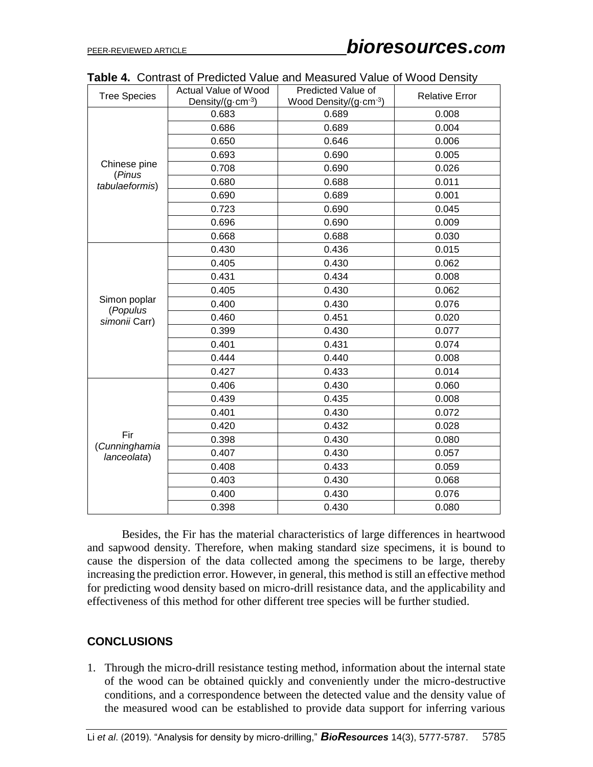**Table 4.** Contrast of Predicted Value and Measured Value of Wood Density

| Tree Species | Actual Value of Wood Density/(g·cm$^{-3}$) | Predicted Value of Wood Density/(g·cm$^{-3}$) | Relative Error |
|---|---|---|---|
| Chinese pine (*Pinus tabulaeformis*) | 0.683 | 0.689 | 0.008 |
| | 0.686 | 0.689 | 0.004 |
| | 0.650 | 0.646 | 0.006 |
| | 0.693 | 0.690 | 0.005 |
| | 0.708 | 0.690 | 0.026 |
| | 0.680 | 0.688 | 0.011 |
| | 0.690 | 0.689 | 0.001 |
| | 0.723 | 0.690 | 0.045 |
| | 0.696 | 0.690 | 0.009 |
| | 0.668 | 0.688 | 0.030 |
| Simon poplar (*Populus simonii* Carr) | 0.430 | 0.436 | 0.015 |
| | 0.405 | 0.430 | 0.062 |
| | 0.431 | 0.434 | 0.008 |
| | 0.405 | 0.430 | 0.062 |
| | 0.400 | 0.430 | 0.076 |
| | 0.460 | 0.451 | 0.020 |
| | 0.399 | 0.430 | 0.077 |
| | 0.401 | 0.431 | 0.074 |
| | 0.444 | 0.440 | 0.008 |
| | 0.427 | 0.433 | 0.014 |
| Fir (*Cunninghamia lanceolata*) | 0.406 | 0.430 | 0.060 |
| | 0.439 | 0.435 | 0.008 |
| | 0.401 | 0.430 | 0.072 |
| | 0.420 | 0.432 | 0.028 |
| | 0.398 | 0.430 | 0.080 |
| | 0.407 | 0.430 | 0.057 |
| | 0.408 | 0.433 | 0.059 |
| | 0.403 | 0.430 | 0.068 |
| | 0.400 | 0.430 | 0.076 |
| | 0.398 | 0.430 | 0.080 |

Besides, the Fir has the material characteristics of large differences in heartwood and sapwood density. Therefore, when making standard size specimens, it is bound to cause the dispersion of the data collected among the specimens to be large, thereby increasing the prediction error. However, in general, this method is still an effective method for predicting wood density based on micro-drill resistance data, and the applicability and effectiveness of this method for other different tree species will be further studied.

## CONCLUSIONS

1. Through the micro-drill resistance testing method, information about the internal state of the wood can be obtained quickly and conveniently under the micro-destructive conditions, and a correspondence between the detected value and the density value of the measured wood can be established to provide data support for inferring various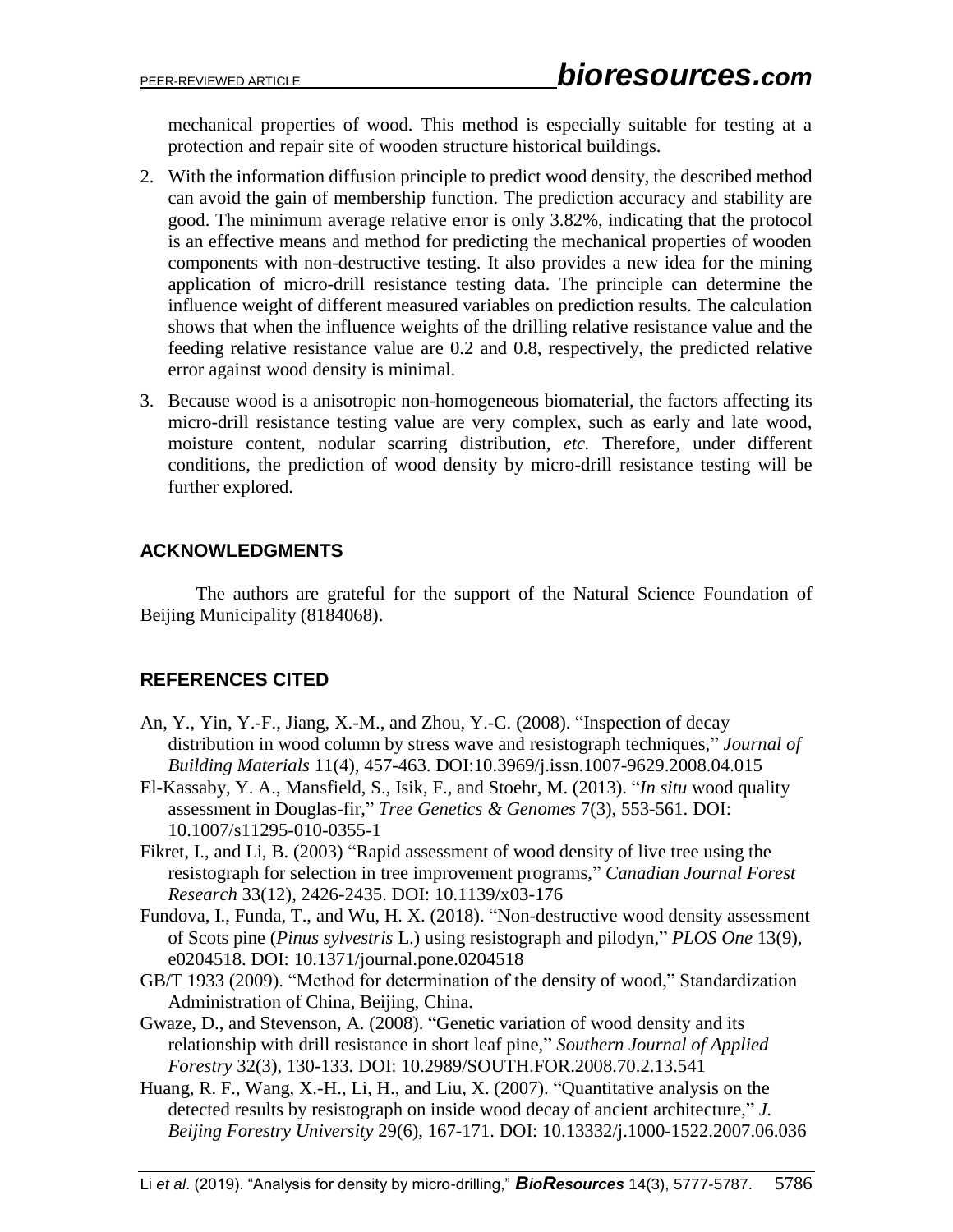mechanical properties of wood. This method is especially suitable for testing at a protection and repair site of wooden structure historical buildings.

2. With the information diffusion principle to predict wood density, the described method can avoid the gain of membership function. The prediction accuracy and stability are good. The minimum average relative error is only 3.82%, indicating that the protocol is an effective means and method for predicting the mechanical properties of wooden components with non-destructive testing. It also provides a new idea for the mining application of micro-drill resistance testing data. The principle can determine the influence weight of different measured variables on prediction results. The calculation shows that when the influence weights of the drilling relative resistance value and the feeding relative resistance value are 0.2 and 0.8, respectively, the predicted relative error against wood density is minimal.
3. Because wood is a anisotropic non-homogeneous biomaterial, the factors affecting its micro-drill resistance testing value are very complex, such as early and late wood, moisture content, nodular scarring distribution, *etc.* Therefore, under different conditions, the prediction of wood density by micro-drill resistance testing will be further explored.

## ACKNOWLEDGMENTS

The authors are grateful for the support of the Natural Science Foundation of Beijing Municipality (8184068).

## REFERENCES CITED

An, Y., Yin, Y.-F., Jiang, X.-M., and Zhou, Y.-C. (2008). "Inspection of decay distribution in wood column by stress wave and resistograph techniques," *Journal of Building Materials* 11(4), 457-463. DOI:10.3969/j.issn.1007-9629.2008.04.015

El-Kassaby, Y. A., Mansfield, S., Isik, F., and Stoehr, M. (2013). "*In situ* wood quality assessment in Douglas-fir," *Tree Genetics & Genomes* 7(3), 553-561. DOI: 10.1007/s11295-010-0355-1

Fikret, I., and Li, B. (2003) "Rapid assessment of wood density of live tree using the resistograph for selection in tree improvement programs," *Canadian Journal Forest Research* 33(12), 2426-2435. DOI: 10.1139/x03-176

Fundova, I., Funda, T., and Wu, H. X. (2018). "Non-destructive wood density assessment of Scots pine (*Pinus sylvestris* L.) using resistograph and pilodyn," *PLOS One* 13(9), e0204518. DOI: 10.1371/journal.pone.0204518

GB/T 1933 (2009). "Method for determination of the density of wood," Standardization Administration of China, Beijing, China.

Gwaze, D., and Stevenson, A. (2008). "Genetic variation of wood density and its relationship with drill resistance in short leaf pine," *Southern Journal of Applied Forestry* 32(3), 130-133. DOI: 10.2989/SOUTH.FOR.2008.70.2.13.541

Huang, R. F., Wang, X.-H., Li, H., and Liu, X. (2007). "Quantitative analysis on the detected results by resistograph on inside wood decay of ancient architecture," *J. Beijing Forestry University* 29(6), 167-171. DOI: 10.13332/j.1000-1522.2007.06.036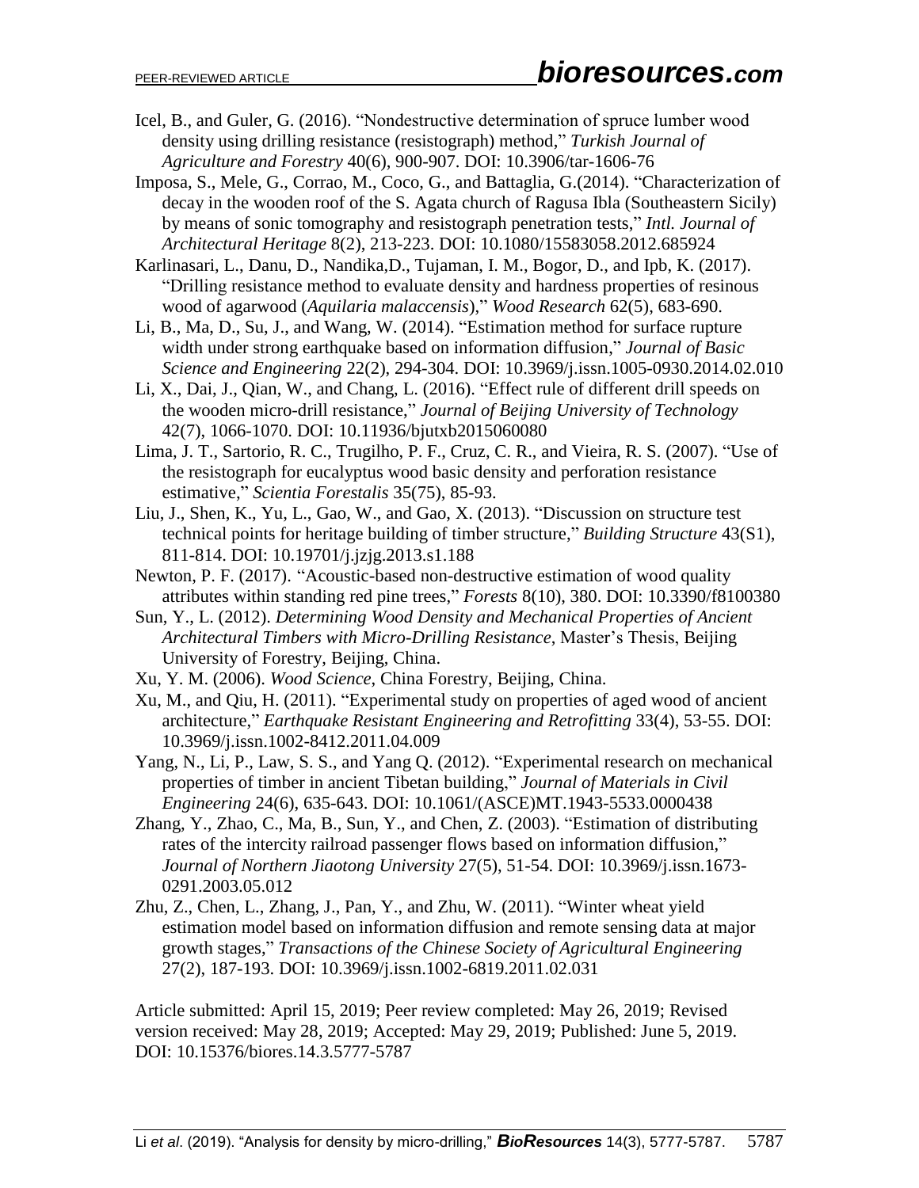Icel, B., and Guler, G. (2016). "Nondestructive determination of spruce lumber wood density using drilling resistance (resistograph) method," *Turkish Journal of Agriculture and Forestry* 40(6), 900-907. DOI: 10.3906/tar-1606-76

Imposa, S., Mele, G., Corrao, M., Coco, G., and Battaglia, G.(2014). "Characterization of decay in the wooden roof of the S. Agata church of Ragusa Ibla (Southeastern Sicily) by means of sonic tomography and resistograph penetration tests," *Intl. Journal of Architectural Heritage* 8(2), 213-223. DOI: 10.1080/15583058.2012.685924

Karlinasari, L., Danu, D., Nandika,D., Tujaman, I. M., Bogor, D., and Ipb, K. (2017). "Drilling resistance method to evaluate density and hardness properties of resinous wood of agarwood (*Aquilaria malaccensis*)," *Wood Research* 62(5), 683-690.

Li, B., Ma, D., Su, J., and Wang, W. (2014). "Estimation method for surface rupture width under strong earthquake based on information diffusion," *Journal of Basic Science and Engineering* 22(2), 294-304. DOI: 10.3969/j.issn.1005-0930.2014.02.010

Li, X., Dai, J., Qian, W., and Chang, L. (2016). "Effect rule of different drill speeds on the wooden micro-drill resistance," *Journal of Beijing University of Technology* 42(7), 1066-1070. DOI: 10.11936/bjutxb2015060080

Lima, J. T., Sartorio, R. C., Trugilho, P. F., Cruz, C. R., and Vieira, R. S. (2007). "Use of the resistograph for eucalyptus wood basic density and perforation resistance estimative," *Scientia Forestalis* 35(75), 85-93.

Liu, J., Shen, K., Yu, L., Gao, W., and Gao, X. (2013). "Discussion on structure test technical points for heritage building of timber structure," *Building Structure* 43(S1), 811-814. DOI: 10.19701/j.jzjg.2013.s1.188

Newton, P. F. (2017). "Acoustic-based non-destructive estimation of wood quality attributes within standing red pine trees," *Forests* 8(10), 380. DOI: 10.3390/f8100380

Sun, Y., L. (2012). *Determining Wood Density and Mechanical Properties of Ancient Architectural Timbers with Micro-Drilling Resistance*, Master's Thesis, Beijing University of Forestry, Beijing, China.

Xu, Y. M. (2006). *Wood Science*, China Forestry, Beijing, China.

Xu, M., and Qiu, H. (2011). "Experimental study on properties of aged wood of ancient architecture," *Earthquake Resistant Engineering and Retrofitting* 33(4), 53-55. DOI: 10.3969/j.issn.1002-8412.2011.04.009

Yang, N., Li, P., Law, S. S., and Yang Q. (2012). "Experimental research on mechanical properties of timber in ancient Tibetan building," *Journal of Materials in Civil Engineering* 24(6), 635-643. DOI: 10.1061/(ASCE)MT.1943-5533.0000438

Zhang, Y., Zhao, C., Ma, B., Sun, Y., and Chen, Z. (2003). "Estimation of distributing rates of the intercity railroad passenger flows based on information diffusion," *Journal of Northern Jiaotong University* 27(5), 51-54. DOI: 10.3969/j.issn.1673-0291.2003.05.012

Zhu, Z., Chen, L., Zhang, J., Pan, Y., and Zhu, W. (2011). "Winter wheat yield estimation model based on information diffusion and remote sensing data at major growth stages," *Transactions of the Chinese Society of Agricultural Engineering* 27(2), 187-193. DOI: 10.3969/j.issn.1002-6819.2011.02.031

Article submitted: April 15, 2019; Peer review completed: May 26, 2019; Revised version received: May 28, 2019; Accepted: May 29, 2019; Published: June 5, 2019.
DOI: 10.15376/biores.14.3.5777-5787